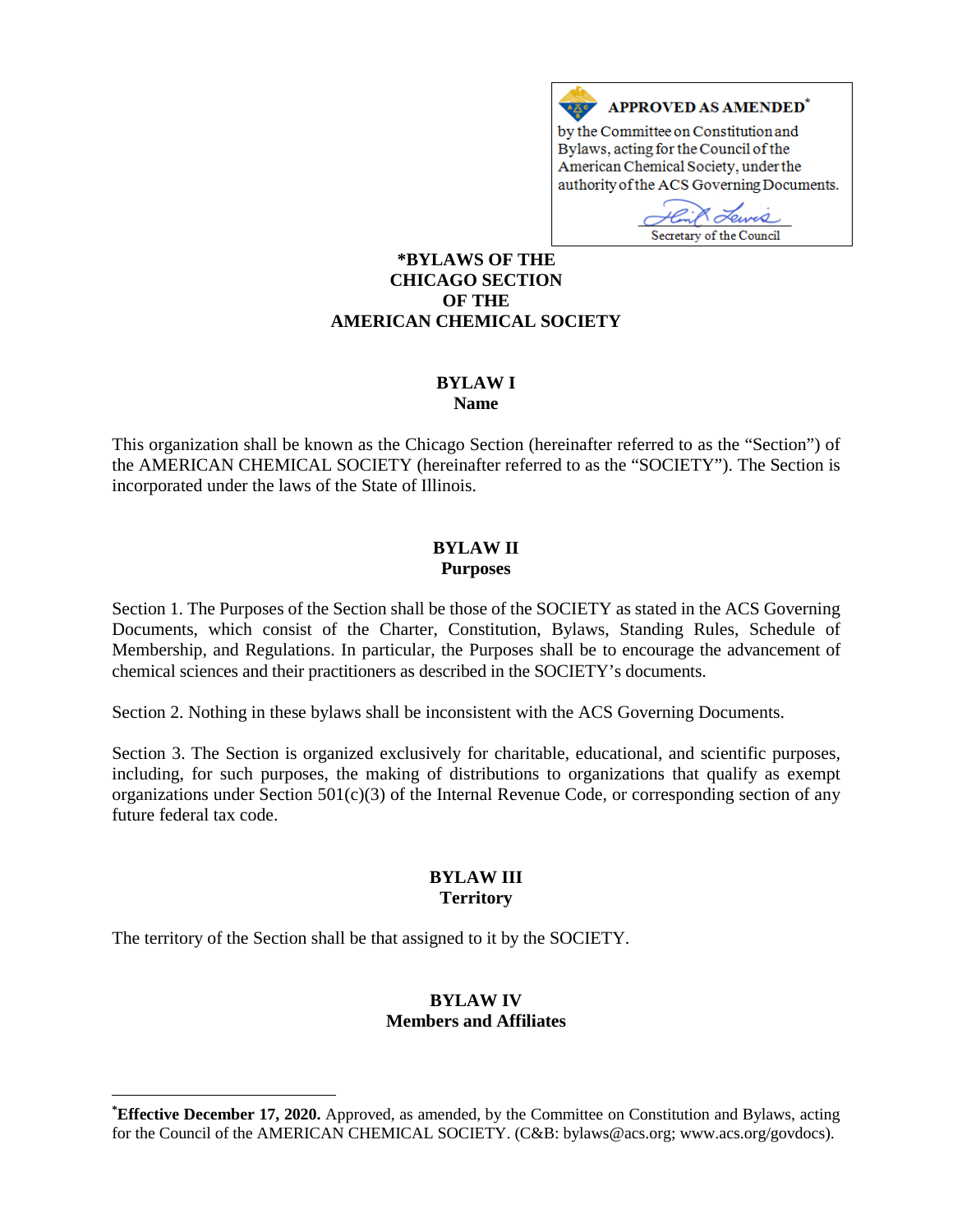**APPROVED AS AMENDED***

by the Committee on Constitution and Bylaws, acting for the Council of the American Chemical Society, under the authority of the ACS Governing Documents.

Secretary of the Council

# *BYLAWS OF THE CHICAGO SECTION OF THE AMERICAN CHEMICAL SOCIETY

## BYLAW I
## Name

This organization shall be known as the Chicago Section (hereinafter referred to as the "Section") of the AMERICAN CHEMICAL SOCIETY (hereinafter referred to as the "SOCIETY"). The Section is incorporated under the laws of the State of Illinois.

## BYLAW II
## Purposes

Section 1. The Purposes of the Section shall be those of the SOCIETY as stated in the ACS Governing Documents, which consist of the Charter, Constitution, Bylaws, Standing Rules, Schedule of Membership, and Regulations. In particular, the Purposes shall be to encourage the advancement of chemical sciences and their practitioners as described in the SOCIETY's documents.

Section 2. Nothing in these bylaws shall be inconsistent with the ACS Governing Documents.

Section 3. The Section is organized exclusively for charitable, educational, and scientific purposes, including, for such purposes, the making of distributions to organizations that qualify as exempt organizations under Section 501(c)(3) of the Internal Revenue Code, or corresponding section of any future federal tax code.

## BYLAW III
## Territory

The territory of the Section shall be that assigned to it by the SOCIETY.

## BYLAW IV
## Members and Affiliates

---

***Effective December 17, 2020.** Approved, as amended, by the Committee on Constitution and Bylaws, acting for the Council of the AMERICAN CHEMICAL SOCIETY. (C&B: bylaws@acs.org; www.acs.org/govdocs).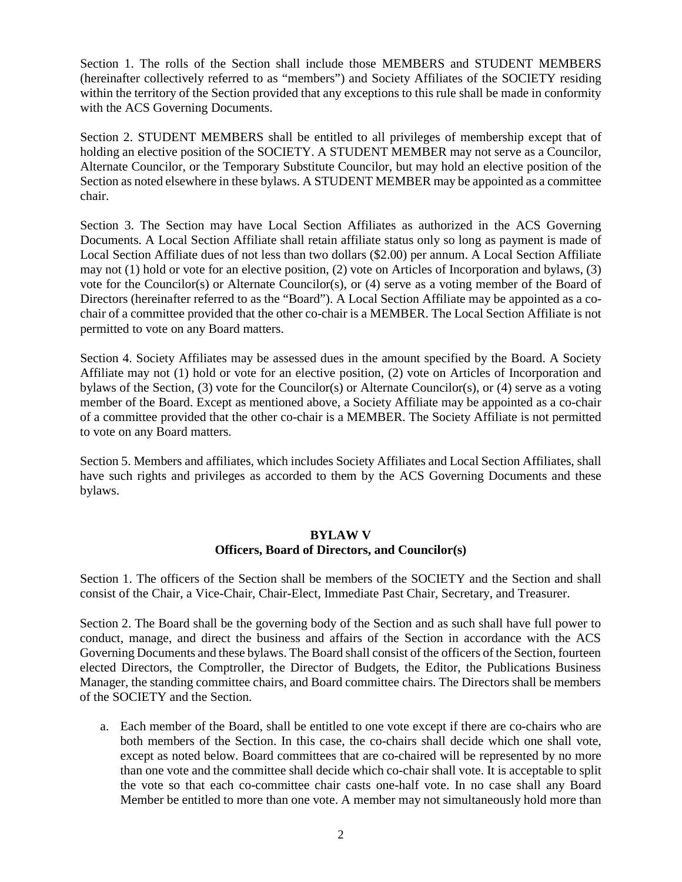Section 1. The rolls of the Section shall include those MEMBERS and STUDENT MEMBERS (hereinafter collectively referred to as "members") and Society Affiliates of the SOCIETY residing within the territory of the Section provided that any exceptions to this rule shall be made in conformity with the ACS Governing Documents.

Section 2. STUDENT MEMBERS shall be entitled to all privileges of membership except that of holding an elective position of the SOCIETY. A STUDENT MEMBER may not serve as a Councilor, Alternate Councilor, or the Temporary Substitute Councilor, but may hold an elective position of the Section as noted elsewhere in these bylaws. A STUDENT MEMBER may be appointed as a committee chair.

Section 3. The Section may have Local Section Affiliates as authorized in the ACS Governing Documents. A Local Section Affiliate shall retain affiliate status only so long as payment is made of Local Section Affiliate dues of not less than two dollars ($2.00) per annum. A Local Section Affiliate may not (1) hold or vote for an elective position, (2) vote on Articles of Incorporation and bylaws, (3) vote for the Councilor(s) or Alternate Councilor(s), or (4) serve as a voting member of the Board of Directors (hereinafter referred to as the "Board"). A Local Section Affiliate may be appointed as a co-chair of a committee provided that the other co-chair is a MEMBER. The Local Section Affiliate is not permitted to vote on any Board matters.

Section 4. Society Affiliates may be assessed dues in the amount specified by the Board. A Society Affiliate may not (1) hold or vote for an elective position, (2) vote on Articles of Incorporation and bylaws of the Section, (3) vote for the Councilor(s) or Alternate Councilor(s), or (4) serve as a voting member of the Board. Except as mentioned above, a Society Affiliate may be appointed as a co-chair of a committee provided that the other co-chair is a MEMBER. The Society Affiliate is not permitted to vote on any Board matters.

Section 5. Members and affiliates, which includes Society Affiliates and Local Section Affiliates, shall have such rights and privileges as accorded to them by the ACS Governing Documents and these bylaws.

## BYLAW V
## Officers, Board of Directors, and Councilor(s)

Section 1. The officers of the Section shall be members of the SOCIETY and the Section and shall consist of the Chair, a Vice-Chair, Chair-Elect, Immediate Past Chair, Secretary, and Treasurer.

Section 2. The Board shall be the governing body of the Section and as such shall have full power to conduct, manage, and direct the business and affairs of the Section in accordance with the ACS Governing Documents and these bylaws. The Board shall consist of the officers of the Section, fourteen elected Directors, the Comptroller, the Director of Budgets, the Editor, the Publications Business Manager, the standing committee chairs, and Board committee chairs. The Directors shall be members of the SOCIETY and the Section.

a. Each member of the Board, shall be entitled to one vote except if there are co-chairs who are both members of the Section. In this case, the co-chairs shall decide which one shall vote, except as noted below. Board committees that are co-chaired will be represented by no more than one vote and the committee shall decide which co-chair shall vote. It is acceptable to split the vote so that each co-committee chair casts one-half vote. In no case shall any Board Member be entitled to more than one vote. A member may not simultaneously hold more than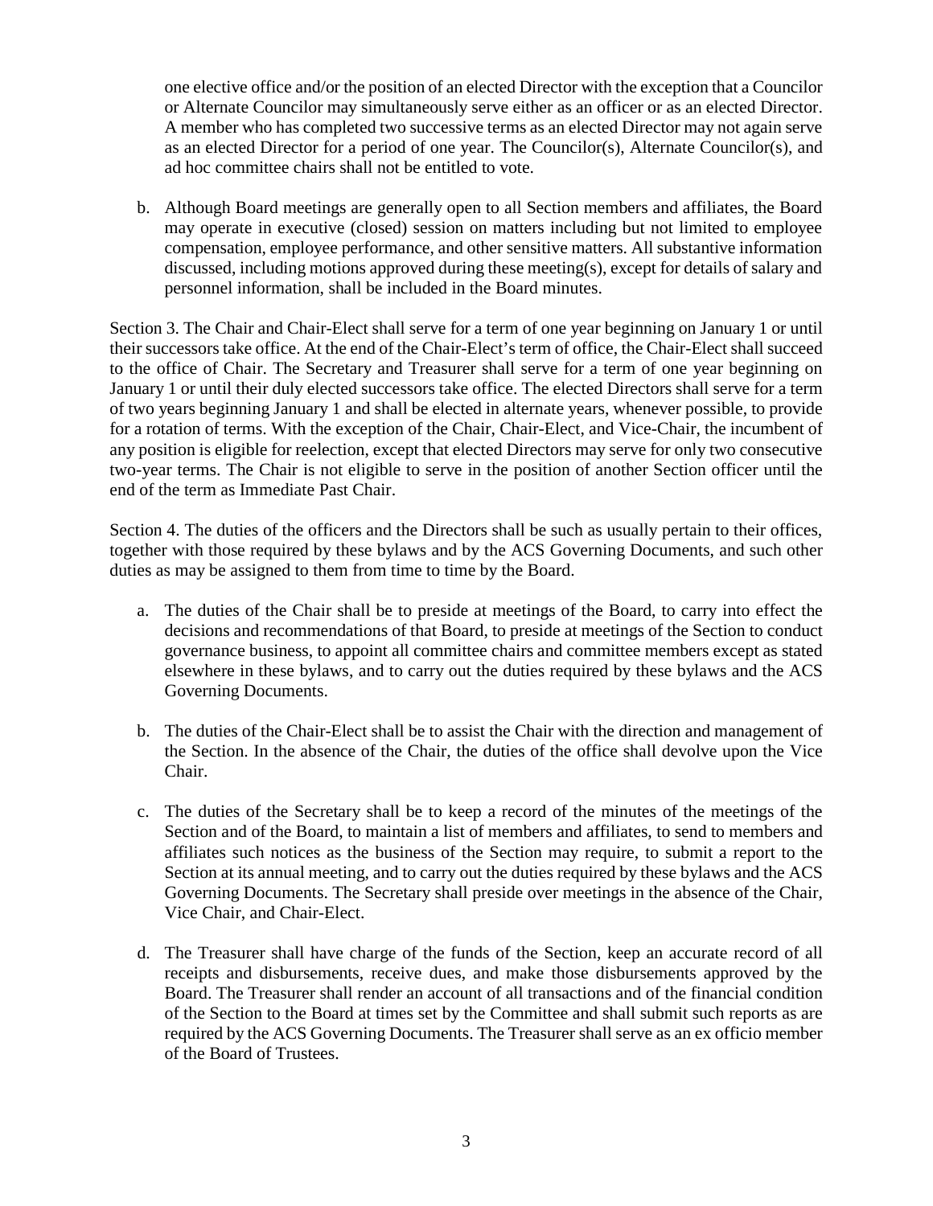one elective office and/or the position of an elected Director with the exception that a Councilor or Alternate Councilor may simultaneously serve either as an officer or as an elected Director. A member who has completed two successive terms as an elected Director may not again serve as an elected Director for a period of one year. The Councilor(s), Alternate Councilor(s), and ad hoc committee chairs shall not be entitled to vote.

b. Although Board meetings are generally open to all Section members and affiliates, the Board may operate in executive (closed) session on matters including but not limited to employee compensation, employee performance, and other sensitive matters. All substantive information discussed, including motions approved during these meeting(s), except for details of salary and personnel information, shall be included in the Board minutes.

Section 3. The Chair and Chair-Elect shall serve for a term of one year beginning on January 1 or until their successors take office. At the end of the Chair-Elect's term of office, the Chair-Elect shall succeed to the office of Chair. The Secretary and Treasurer shall serve for a term of one year beginning on January 1 or until their duly elected successors take office. The elected Directors shall serve for a term of two years beginning January 1 and shall be elected in alternate years, whenever possible, to provide for a rotation of terms. With the exception of the Chair, Chair-Elect, and Vice-Chair, the incumbent of any position is eligible for reelection, except that elected Directors may serve for only two consecutive two-year terms. The Chair is not eligible to serve in the position of another Section officer until the end of the term as Immediate Past Chair.

Section 4. The duties of the officers and the Directors shall be such as usually pertain to their offices, together with those required by these bylaws and by the ACS Governing Documents, and such other duties as may be assigned to them from time to time by the Board.

a. The duties of the Chair shall be to preside at meetings of the Board, to carry into effect the decisions and recommendations of that Board, to preside at meetings of the Section to conduct governance business, to appoint all committee chairs and committee members except as stated elsewhere in these bylaws, and to carry out the duties required by these bylaws and the ACS Governing Documents.

b. The duties of the Chair-Elect shall be to assist the Chair with the direction and management of the Section. In the absence of the Chair, the duties of the office shall devolve upon the Vice Chair.

c. The duties of the Secretary shall be to keep a record of the minutes of the meetings of the Section and of the Board, to maintain a list of members and affiliates, to send to members and affiliates such notices as the business of the Section may require, to submit a report to the Section at its annual meeting, and to carry out the duties required by these bylaws and the ACS Governing Documents. The Secretary shall preside over meetings in the absence of the Chair, Vice Chair, and Chair-Elect.

d. The Treasurer shall have charge of the funds of the Section, keep an accurate record of all receipts and disbursements, receive dues, and make those disbursements approved by the Board. The Treasurer shall render an account of all transactions and of the financial condition of the Section to the Board at times set by the Committee and shall submit such reports as are required by the ACS Governing Documents. The Treasurer shall serve as an ex officio member of the Board of Trustees.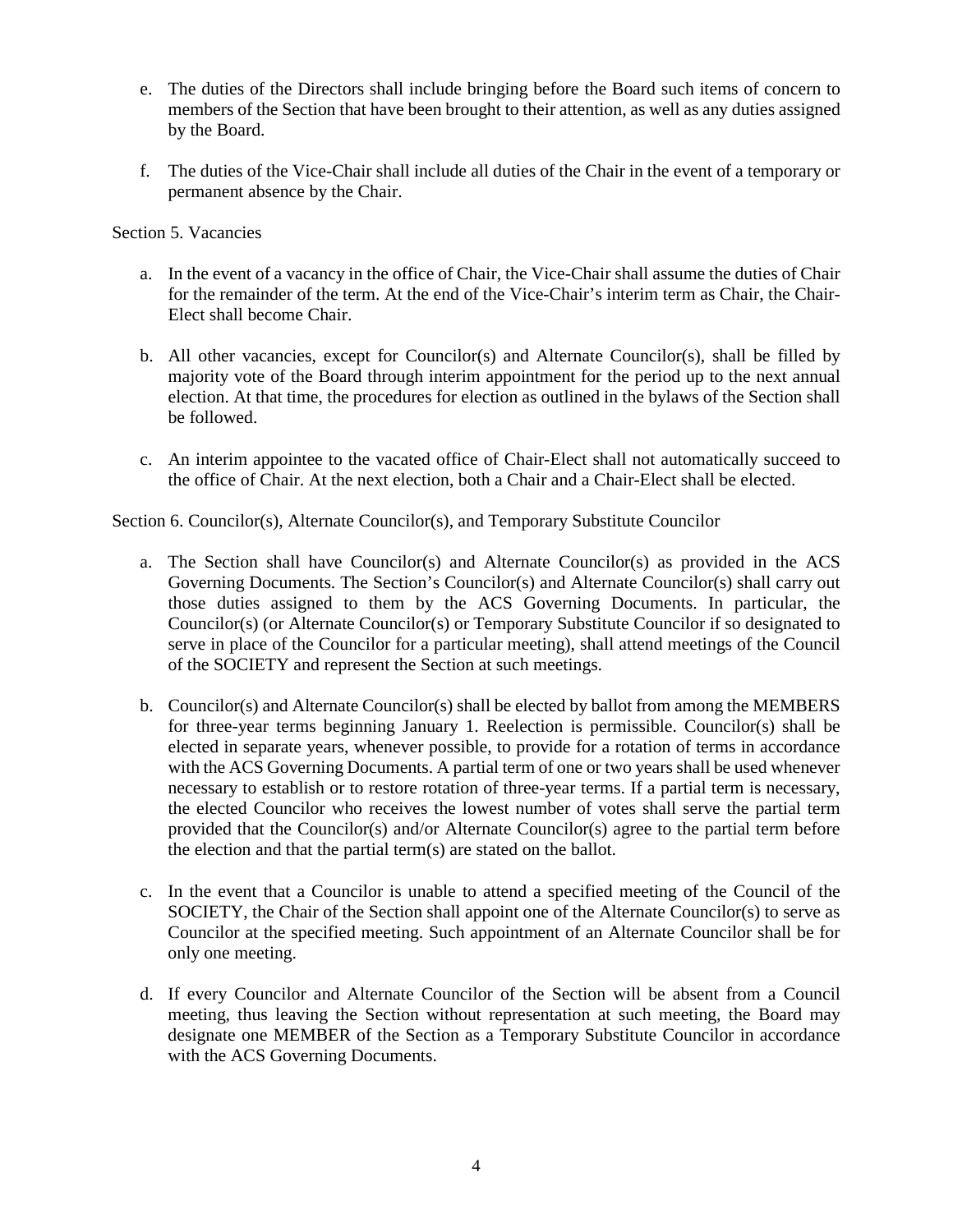e. The duties of the Directors shall include bringing before the Board such items of concern to members of the Section that have been brought to their attention, as well as any duties assigned by the Board.

f. The duties of the Vice-Chair shall include all duties of the Chair in the event of a temporary or permanent absence by the Chair.

Section 5. Vacancies

a. In the event of a vacancy in the office of Chair, the Vice-Chair shall assume the duties of Chair for the remainder of the term. At the end of the Vice-Chair's interim term as Chair, the Chair-Elect shall become Chair.

b. All other vacancies, except for Councilor(s) and Alternate Councilor(s), shall be filled by majority vote of the Board through interim appointment for the period up to the next annual election. At that time, the procedures for election as outlined in the bylaws of the Section shall be followed.

c. An interim appointee to the vacated office of Chair-Elect shall not automatically succeed to the office of Chair. At the next election, both a Chair and a Chair-Elect shall be elected.

Section 6. Councilor(s), Alternate Councilor(s), and Temporary Substitute Councilor

a. The Section shall have Councilor(s) and Alternate Councilor(s) as provided in the ACS Governing Documents. The Section's Councilor(s) and Alternate Councilor(s) shall carry out those duties assigned to them by the ACS Governing Documents. In particular, the Councilor(s) (or Alternate Councilor(s) or Temporary Substitute Councilor if so designated to serve in place of the Councilor for a particular meeting), shall attend meetings of the Council of the SOCIETY and represent the Section at such meetings.

b. Councilor(s) and Alternate Councilor(s) shall be elected by ballot from among the MEMBERS for three-year terms beginning January 1. Reelection is permissible. Councilor(s) shall be elected in separate years, whenever possible, to provide for a rotation of terms in accordance with the ACS Governing Documents. A partial term of one or two years shall be used whenever necessary to establish or to restore rotation of three-year terms. If a partial term is necessary, the elected Councilor who receives the lowest number of votes shall serve the partial term provided that the Councilor(s) and/or Alternate Councilor(s) agree to the partial term before the election and that the partial term(s) are stated on the ballot.

c. In the event that a Councilor is unable to attend a specified meeting of the Council of the SOCIETY, the Chair of the Section shall appoint one of the Alternate Councilor(s) to serve as Councilor at the specified meeting. Such appointment of an Alternate Councilor shall be for only one meeting.

d. If every Councilor and Alternate Councilor of the Section will be absent from a Council meeting, thus leaving the Section without representation at such meeting, the Board may designate one MEMBER of the Section as a Temporary Substitute Councilor in accordance with the ACS Governing Documents.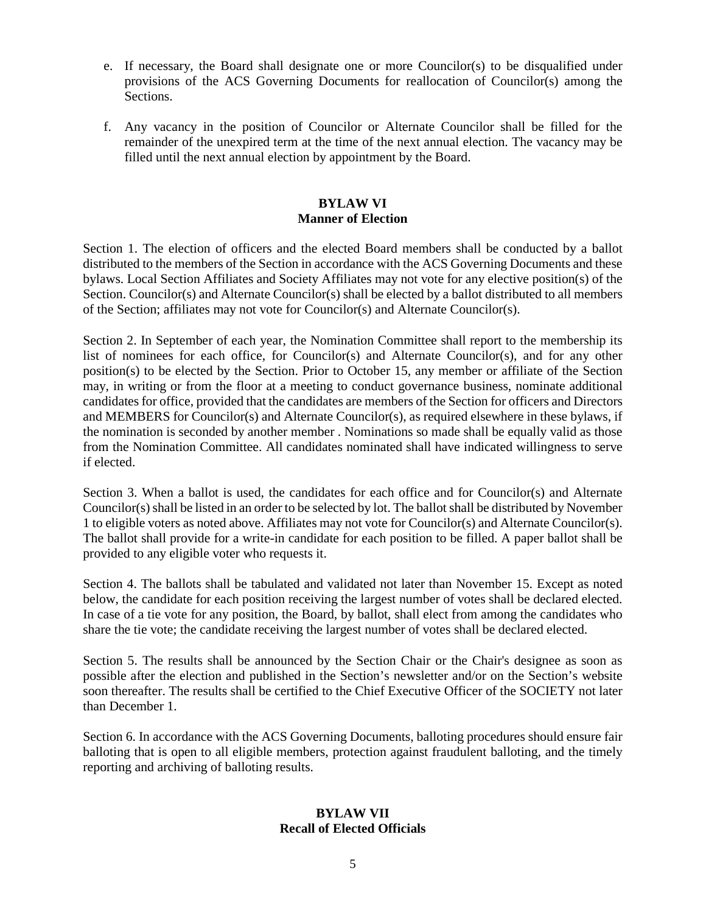e. If necessary, the Board shall designate one or more Councilor(s) to be disqualified under provisions of the ACS Governing Documents for reallocation of Councilor(s) among the Sections.

f. Any vacancy in the position of Councilor or Alternate Councilor shall be filled for the remainder of the unexpired term at the time of the next annual election. The vacancy may be filled until the next annual election by appointment by the Board.

## BYLAW VI
## Manner of Election

Section 1. The election of officers and the elected Board members shall be conducted by a ballot distributed to the members of the Section in accordance with the ACS Governing Documents and these bylaws. Local Section Affiliates and Society Affiliates may not vote for any elective position(s) of the Section. Councilor(s) and Alternate Councilor(s) shall be elected by a ballot distributed to all members of the Section; affiliates may not vote for Councilor(s) and Alternate Councilor(s).

Section 2. In September of each year, the Nomination Committee shall report to the membership its list of nominees for each office, for Councilor(s) and Alternate Councilor(s), and for any other position(s) to be elected by the Section. Prior to October 15, any member or affiliate of the Section may, in writing or from the floor at a meeting to conduct governance business, nominate additional candidates for office, provided that the candidates are members of the Section for officers and Directors and MEMBERS for Councilor(s) and Alternate Councilor(s), as required elsewhere in these bylaws, if the nomination is seconded by another member . Nominations so made shall be equally valid as those from the Nomination Committee. All candidates nominated shall have indicated willingness to serve if elected.

Section 3. When a ballot is used, the candidates for each office and for Councilor(s) and Alternate Councilor(s) shall be listed in an order to be selected by lot. The ballot shall be distributed by November 1 to eligible voters as noted above. Affiliates may not vote for Councilor(s) and Alternate Councilor(s). The ballot shall provide for a write-in candidate for each position to be filled. A paper ballot shall be provided to any eligible voter who requests it.

Section 4. The ballots shall be tabulated and validated not later than November 15. Except as noted below, the candidate for each position receiving the largest number of votes shall be declared elected. In case of a tie vote for any position, the Board, by ballot, shall elect from among the candidates who share the tie vote; the candidate receiving the largest number of votes shall be declared elected.

Section 5. The results shall be announced by the Section Chair or the Chair's designee as soon as possible after the election and published in the Section's newsletter and/or on the Section's website soon thereafter. The results shall be certified to the Chief Executive Officer of the SOCIETY not later than December 1.

Section 6. In accordance with the ACS Governing Documents, balloting procedures should ensure fair balloting that is open to all eligible members, protection against fraudulent balloting, and the timely reporting and archiving of balloting results.

## BYLAW VII
## Recall of Elected Officials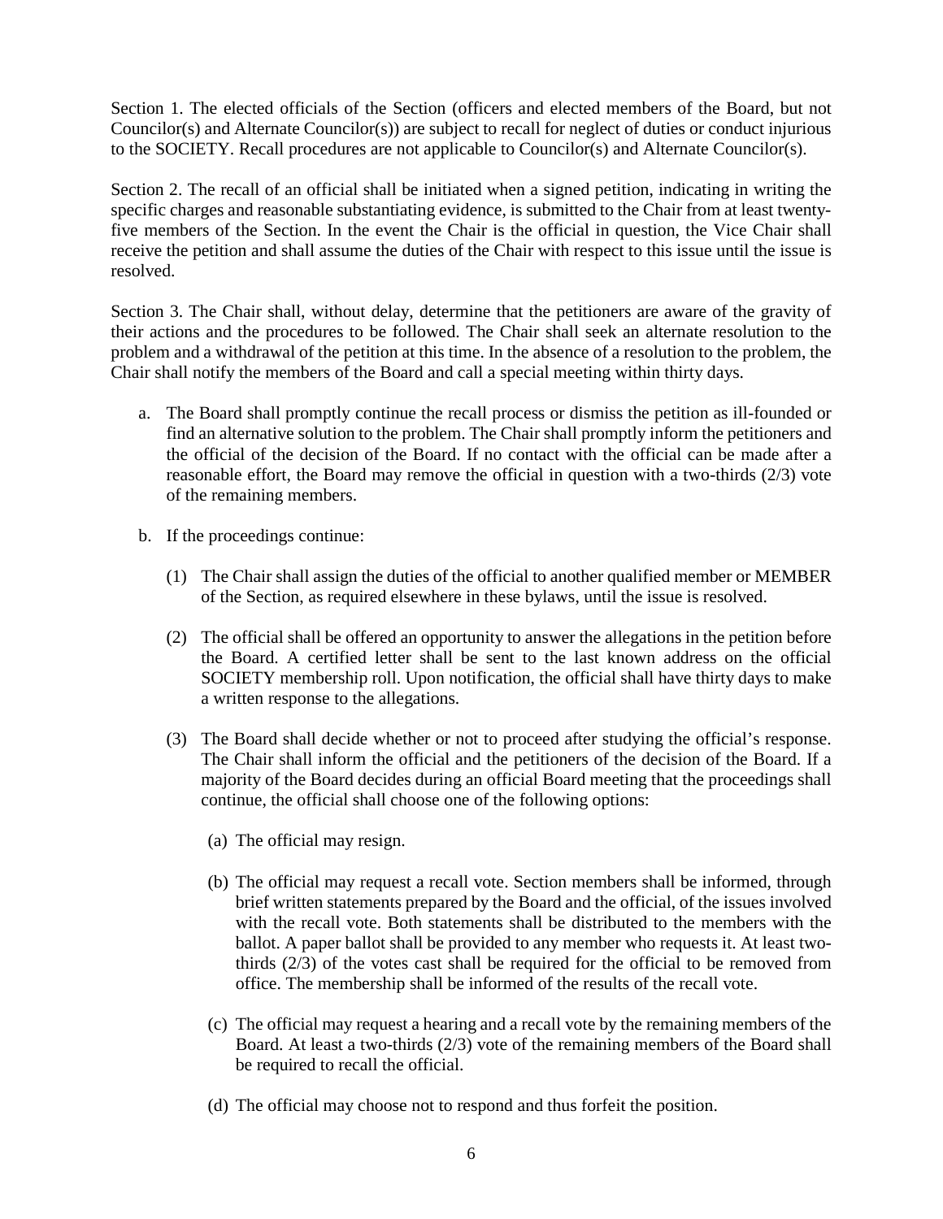Section 1. The elected officials of the Section (officers and elected members of the Board, but not Councilor(s) and Alternate Councilor(s)) are subject to recall for neglect of duties or conduct injurious to the SOCIETY. Recall procedures are not applicable to Councilor(s) and Alternate Councilor(s).

Section 2. The recall of an official shall be initiated when a signed petition, indicating in writing the specific charges and reasonable substantiating evidence, is submitted to the Chair from at least twenty-five members of the Section. In the event the Chair is the official in question, the Vice Chair shall receive the petition and shall assume the duties of the Chair with respect to this issue until the issue is resolved.

Section 3. The Chair shall, without delay, determine that the petitioners are aware of the gravity of their actions and the procedures to be followed. The Chair shall seek an alternate resolution to the problem and a withdrawal of the petition at this time. In the absence of a resolution to the problem, the Chair shall notify the members of the Board and call a special meeting within thirty days.

a. The Board shall promptly continue the recall process or dismiss the petition as ill-founded or find an alternative solution to the problem. The Chair shall promptly inform the petitioners and the official of the decision of the Board. If no contact with the official can be made after a reasonable effort, the Board may remove the official in question with a two-thirds (2/3) vote of the remaining members.

b. If the proceedings continue:

   (1) The Chair shall assign the duties of the official to another qualified member or MEMBER of the Section, as required elsewhere in these bylaws, until the issue is resolved.

   (2) The official shall be offered an opportunity to answer the allegations in the petition before the Board. A certified letter shall be sent to the last known address on the official SOCIETY membership roll. Upon notification, the official shall have thirty days to make a written response to the allegations.

   (3) The Board shall decide whether or not to proceed after studying the official's response. The Chair shall inform the official and the petitioners of the decision of the Board. If a majority of the Board decides during an official Board meeting that the proceedings shall continue, the official shall choose one of the following options:

      (a) The official may resign.

      (b) The official may request a recall vote. Section members shall be informed, through brief written statements prepared by the Board and the official, of the issues involved with the recall vote. Both statements shall be distributed to the members with the ballot. A paper ballot shall be provided to any member who requests it. At least two-thirds (2/3) of the votes cast shall be required for the official to be removed from office. The membership shall be informed of the results of the recall vote.

      (c) The official may request a hearing and a recall vote by the remaining members of the Board. At least a two-thirds (2/3) vote of the remaining members of the Board shall be required to recall the official.

      (d) The official may choose not to respond and thus forfeit the position.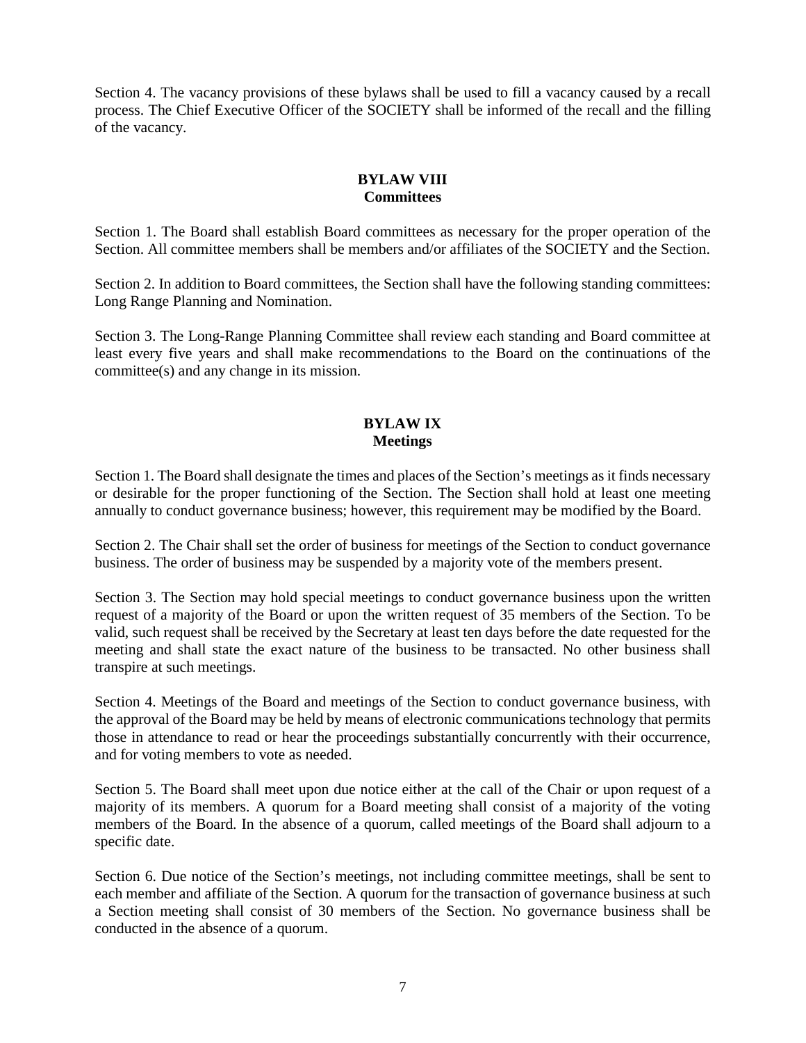Section 4. The vacancy provisions of these bylaws shall be used to fill a vacancy caused by a recall process. The Chief Executive Officer of the SOCIETY shall be informed of the recall and the filling of the vacancy.

## BYLAW VIII
## Committees

Section 1. The Board shall establish Board committees as necessary for the proper operation of the Section. All committee members shall be members and/or affiliates of the SOCIETY and the Section.

Section 2. In addition to Board committees, the Section shall have the following standing committees: Long Range Planning and Nomination.

Section 3. The Long-Range Planning Committee shall review each standing and Board committee at least every five years and shall make recommendations to the Board on the continuations of the committee(s) and any change in its mission.

## BYLAW IX
## Meetings

Section 1. The Board shall designate the times and places of the Section's meetings as it finds necessary or desirable for the proper functioning of the Section. The Section shall hold at least one meeting annually to conduct governance business; however, this requirement may be modified by the Board.

Section 2. The Chair shall set the order of business for meetings of the Section to conduct governance business. The order of business may be suspended by a majority vote of the members present.

Section 3. The Section may hold special meetings to conduct governance business upon the written request of a majority of the Board or upon the written request of 35 members of the Section. To be valid, such request shall be received by the Secretary at least ten days before the date requested for the meeting and shall state the exact nature of the business to be transacted. No other business shall transpire at such meetings.

Section 4. Meetings of the Board and meetings of the Section to conduct governance business, with the approval of the Board may be held by means of electronic communications technology that permits those in attendance to read or hear the proceedings substantially concurrently with their occurrence, and for voting members to vote as needed.

Section 5. The Board shall meet upon due notice either at the call of the Chair or upon request of a majority of its members. A quorum for a Board meeting shall consist of a majority of the voting members of the Board. In the absence of a quorum, called meetings of the Board shall adjourn to a specific date.

Section 6. Due notice of the Section's meetings, not including committee meetings, shall be sent to each member and affiliate of the Section. A quorum for the transaction of governance business at such a Section meeting shall consist of 30 members of the Section. No governance business shall be conducted in the absence of a quorum.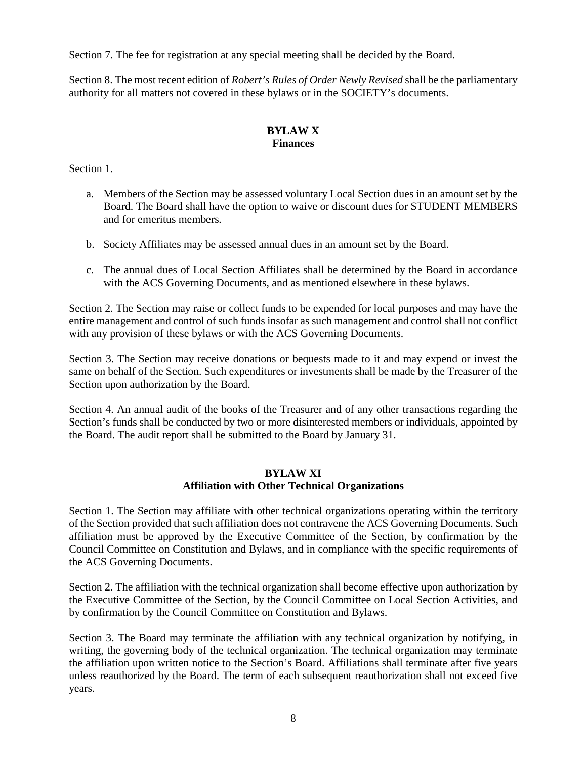Section 7. The fee for registration at any special meeting shall be decided by the Board.

Section 8. The most recent edition of *Robert's Rules of Order Newly Revised* shall be the parliamentary authority for all matters not covered in these bylaws or in the SOCIETY's documents.

## BYLAW X
## Finances

Section 1.

a. Members of the Section may be assessed voluntary Local Section dues in an amount set by the Board. The Board shall have the option to waive or discount dues for STUDENT MEMBERS and for emeritus members.

b. Society Affiliates may be assessed annual dues in an amount set by the Board.

c. The annual dues of Local Section Affiliates shall be determined by the Board in accordance with the ACS Governing Documents, and as mentioned elsewhere in these bylaws.

Section 2. The Section may raise or collect funds to be expended for local purposes and may have the entire management and control of such funds insofar as such management and control shall not conflict with any provision of these bylaws or with the ACS Governing Documents.

Section 3. The Section may receive donations or bequests made to it and may expend or invest the same on behalf of the Section. Such expenditures or investments shall be made by the Treasurer of the Section upon authorization by the Board.

Section 4. An annual audit of the books of the Treasurer and of any other transactions regarding the Section's funds shall be conducted by two or more disinterested members or individuals, appointed by the Board. The audit report shall be submitted to the Board by January 31.

## BYLAW XI
## Affiliation with Other Technical Organizations

Section 1. The Section may affiliate with other technical organizations operating within the territory of the Section provided that such affiliation does not contravene the ACS Governing Documents. Such affiliation must be approved by the Executive Committee of the Section, by confirmation by the Council Committee on Constitution and Bylaws, and in compliance with the specific requirements of the ACS Governing Documents.

Section 2. The affiliation with the technical organization shall become effective upon authorization by the Executive Committee of the Section, by the Council Committee on Local Section Activities, and by confirmation by the Council Committee on Constitution and Bylaws.

Section 3. The Board may terminate the affiliation with any technical organization by notifying, in writing, the governing body of the technical organization. The technical organization may terminate the affiliation upon written notice to the Section's Board. Affiliations shall terminate after five years unless reauthorized by the Board. The term of each subsequent reauthorization shall not exceed five years.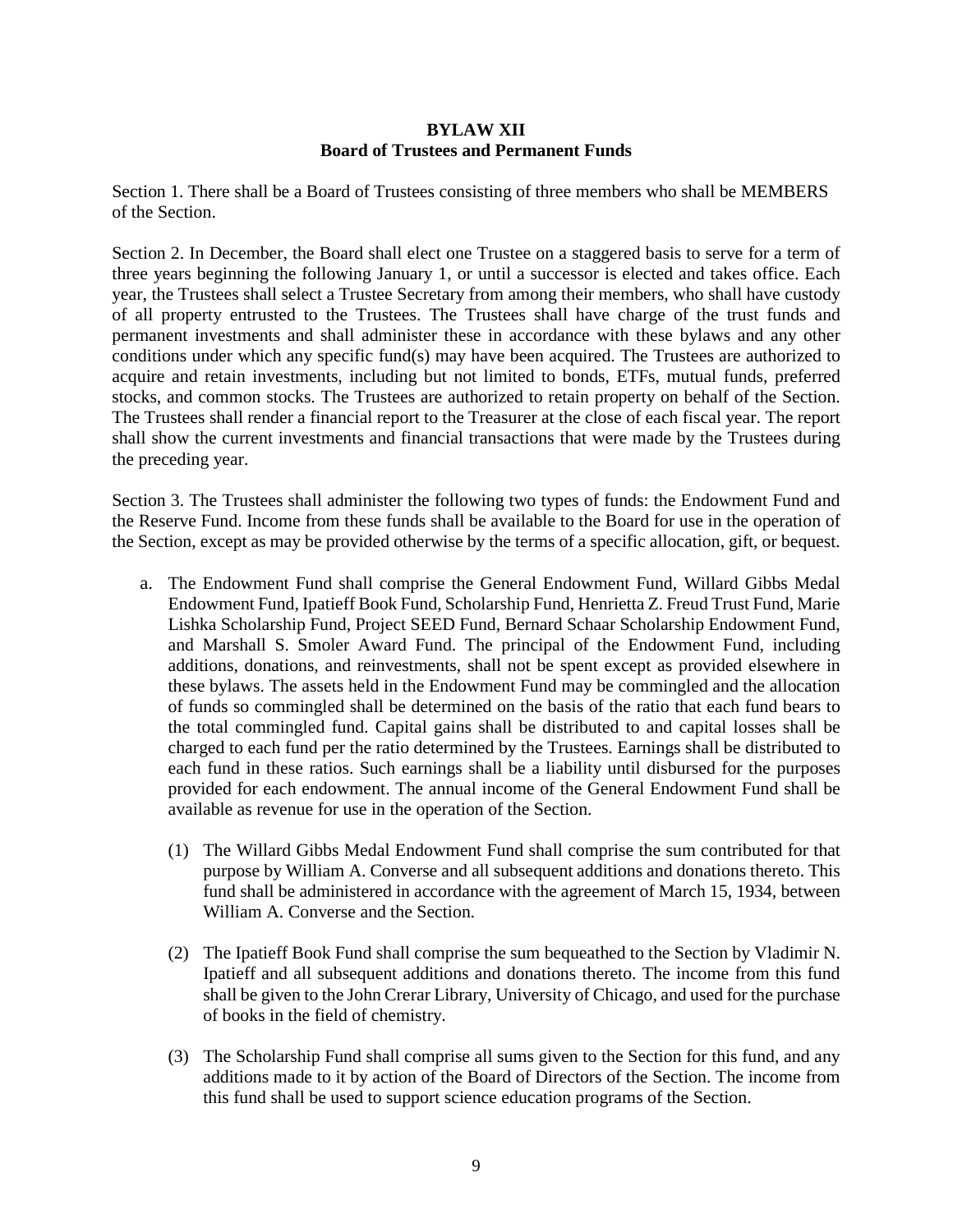**BYLAW XII**
**Board of Trustees and Permanent Funds**

Section 1. There shall be a Board of Trustees consisting of three members who shall be MEMBERS of the Section.

Section 2. In December, the Board shall elect one Trustee on a staggered basis to serve for a term of three years beginning the following January 1, or until a successor is elected and takes office. Each year, the Trustees shall select a Trustee Secretary from among their members, who shall have custody of all property entrusted to the Trustees. The Trustees shall have charge of the trust funds and permanent investments and shall administer these in accordance with these bylaws and any other conditions under which any specific fund(s) may have been acquired. The Trustees are authorized to acquire and retain investments, including but not limited to bonds, ETFs, mutual funds, preferred stocks, and common stocks. The Trustees are authorized to retain property on behalf of the Section. The Trustees shall render a financial report to the Treasurer at the close of each fiscal year. The report shall show the current investments and financial transactions that were made by the Trustees during the preceding year.

Section 3. The Trustees shall administer the following two types of funds: the Endowment Fund and the Reserve Fund. Income from these funds shall be available to the Board for use in the operation of the Section, except as may be provided otherwise by the terms of a specific allocation, gift, or bequest.

a. The Endowment Fund shall comprise the General Endowment Fund, Willard Gibbs Medal Endowment Fund, Ipatieff Book Fund, Scholarship Fund, Henrietta Z. Freud Trust Fund, Marie Lishka Scholarship Fund, Project SEED Fund, Bernard Schaar Scholarship Endowment Fund, and Marshall S. Smoler Award Fund. The principal of the Endowment Fund, including additions, donations, and reinvestments, shall not be spent except as provided elsewhere in these bylaws. The assets held in the Endowment Fund may be commingled and the allocation of funds so commingled shall be determined on the basis of the ratio that each fund bears to the total commingled fund. Capital gains shall be distributed to and capital losses shall be charged to each fund per the ratio determined by the Trustees. Earnings shall be distributed to each fund in these ratios. Such earnings shall be a liability until disbursed for the purposes provided for each endowment. The annual income of the General Endowment Fund shall be available as revenue for use in the operation of the Section.

   (1) The Willard Gibbs Medal Endowment Fund shall comprise the sum contributed for that purpose by William A. Converse and all subsequent additions and donations thereto. This fund shall be administered in accordance with the agreement of March 15, 1934, between William A. Converse and the Section.

   (2) The Ipatieff Book Fund shall comprise the sum bequeathed to the Section by Vladimir N. Ipatieff and all subsequent additions and donations thereto. The income from this fund shall be given to the John Crerar Library, University of Chicago, and used for the purchase of books in the field of chemistry.

   (3) The Scholarship Fund shall comprise all sums given to the Section for this fund, and any additions made to it by action of the Board of Directors of the Section. The income from this fund shall be used to support science education programs of the Section.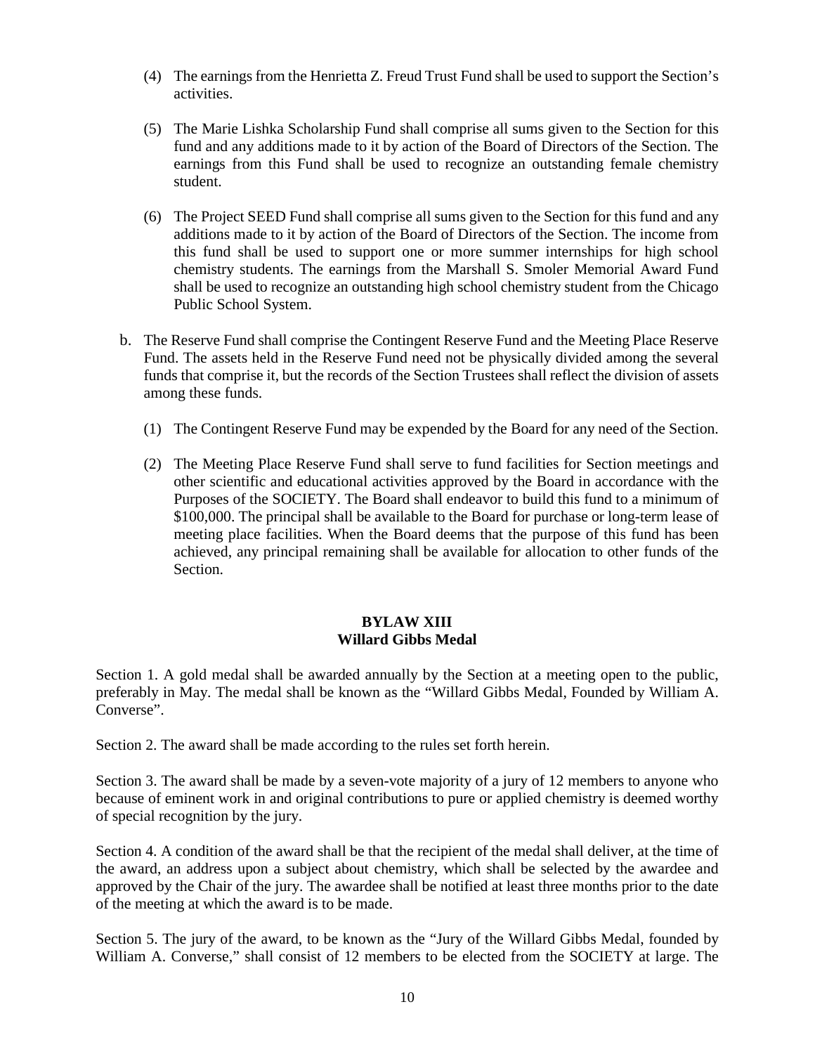(4) The earnings from the Henrietta Z. Freud Trust Fund shall be used to support the Section's activities.

(5) The Marie Lishka Scholarship Fund shall comprise all sums given to the Section for this fund and any additions made to it by action of the Board of Directors of the Section. The earnings from this Fund shall be used to recognize an outstanding female chemistry student.

(6) The Project SEED Fund shall comprise all sums given to the Section for this fund and any additions made to it by action of the Board of Directors of the Section. The income from this fund shall be used to support one or more summer internships for high school chemistry students. The earnings from the Marshall S. Smoler Memorial Award Fund shall be used to recognize an outstanding high school chemistry student from the Chicago Public School System.

b. The Reserve Fund shall comprise the Contingent Reserve Fund and the Meeting Place Reserve Fund. The assets held in the Reserve Fund need not be physically divided among the several funds that comprise it, but the records of the Section Trustees shall reflect the division of assets among these funds.

(1) The Contingent Reserve Fund may be expended by the Board for any need of the Section.

(2) The Meeting Place Reserve Fund shall serve to fund facilities for Section meetings and other scientific and educational activities approved by the Board in accordance with the Purposes of the SOCIETY. The Board shall endeavor to build this fund to a minimum of $100,000. The principal shall be available to the Board for purchase or long-term lease of meeting place facilities. When the Board deems that the purpose of this fund has been achieved, any principal remaining shall be available for allocation to other funds of the Section.

## BYLAW XIII
## Willard Gibbs Medal

Section 1. A gold medal shall be awarded annually by the Section at a meeting open to the public, preferably in May. The medal shall be known as the "Willard Gibbs Medal, Founded by William A. Converse".

Section 2. The award shall be made according to the rules set forth herein.

Section 3. The award shall be made by a seven-vote majority of a jury of 12 members to anyone who because of eminent work in and original contributions to pure or applied chemistry is deemed worthy of special recognition by the jury.

Section 4. A condition of the award shall be that the recipient of the medal shall deliver, at the time of the award, an address upon a subject about chemistry, which shall be selected by the awardee and approved by the Chair of the jury. The awardee shall be notified at least three months prior to the date of the meeting at which the award is to be made.

Section 5. The jury of the award, to be known as the "Jury of the Willard Gibbs Medal, founded by William A. Converse," shall consist of 12 members to be elected from the SOCIETY at large. The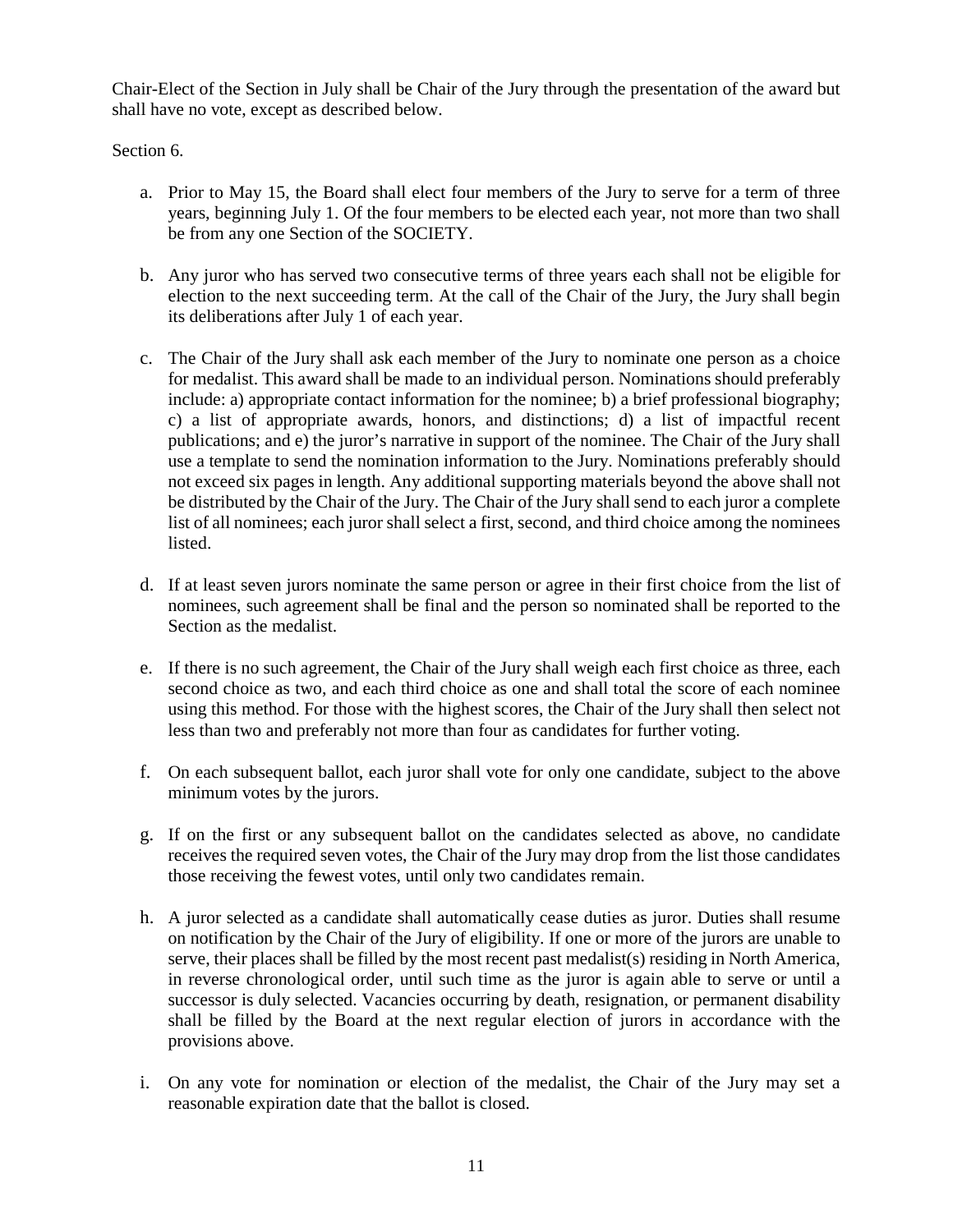Chair-Elect of the Section in July shall be Chair of the Jury through the presentation of the award but shall have no vote, except as described below.

Section 6.

a. Prior to May 15, the Board shall elect four members of the Jury to serve for a term of three years, beginning July 1. Of the four members to be elected each year, not more than two shall be from any one Section of the SOCIETY.

b. Any juror who has served two consecutive terms of three years each shall not be eligible for election to the next succeeding term. At the call of the Chair of the Jury, the Jury shall begin its deliberations after July 1 of each year.

c. The Chair of the Jury shall ask each member of the Jury to nominate one person as a choice for medalist. This award shall be made to an individual person. Nominations should preferably include: a) appropriate contact information for the nominee; b) a brief professional biography; c) a list of appropriate awards, honors, and distinctions; d) a list of impactful recent publications; and e) the juror's narrative in support of the nominee. The Chair of the Jury shall use a template to send the nomination information to the Jury. Nominations preferably should not exceed six pages in length. Any additional supporting materials beyond the above shall not be distributed by the Chair of the Jury. The Chair of the Jury shall send to each juror a complete list of all nominees; each juror shall select a first, second, and third choice among the nominees listed.

d. If at least seven jurors nominate the same person or agree in their first choice from the list of nominees, such agreement shall be final and the person so nominated shall be reported to the Section as the medalist.

e. If there is no such agreement, the Chair of the Jury shall weigh each first choice as three, each second choice as two, and each third choice as one and shall total the score of each nominee using this method. For those with the highest scores, the Chair of the Jury shall then select not less than two and preferably not more than four as candidates for further voting.

f. On each subsequent ballot, each juror shall vote for only one candidate, subject to the above minimum votes by the jurors.

g. If on the first or any subsequent ballot on the candidates selected as above, no candidate receives the required seven votes, the Chair of the Jury may drop from the list those candidates those receiving the fewest votes, until only two candidates remain.

h. A juror selected as a candidate shall automatically cease duties as juror. Duties shall resume on notification by the Chair of the Jury of eligibility. If one or more of the jurors are unable to serve, their places shall be filled by the most recent past medalist(s) residing in North America, in reverse chronological order, until such time as the juror is again able to serve or until a successor is duly selected. Vacancies occurring by death, resignation, or permanent disability shall be filled by the Board at the next regular election of jurors in accordance with the provisions above.

i. On any vote for nomination or election of the medalist, the Chair of the Jury may set a reasonable expiration date that the ballot is closed.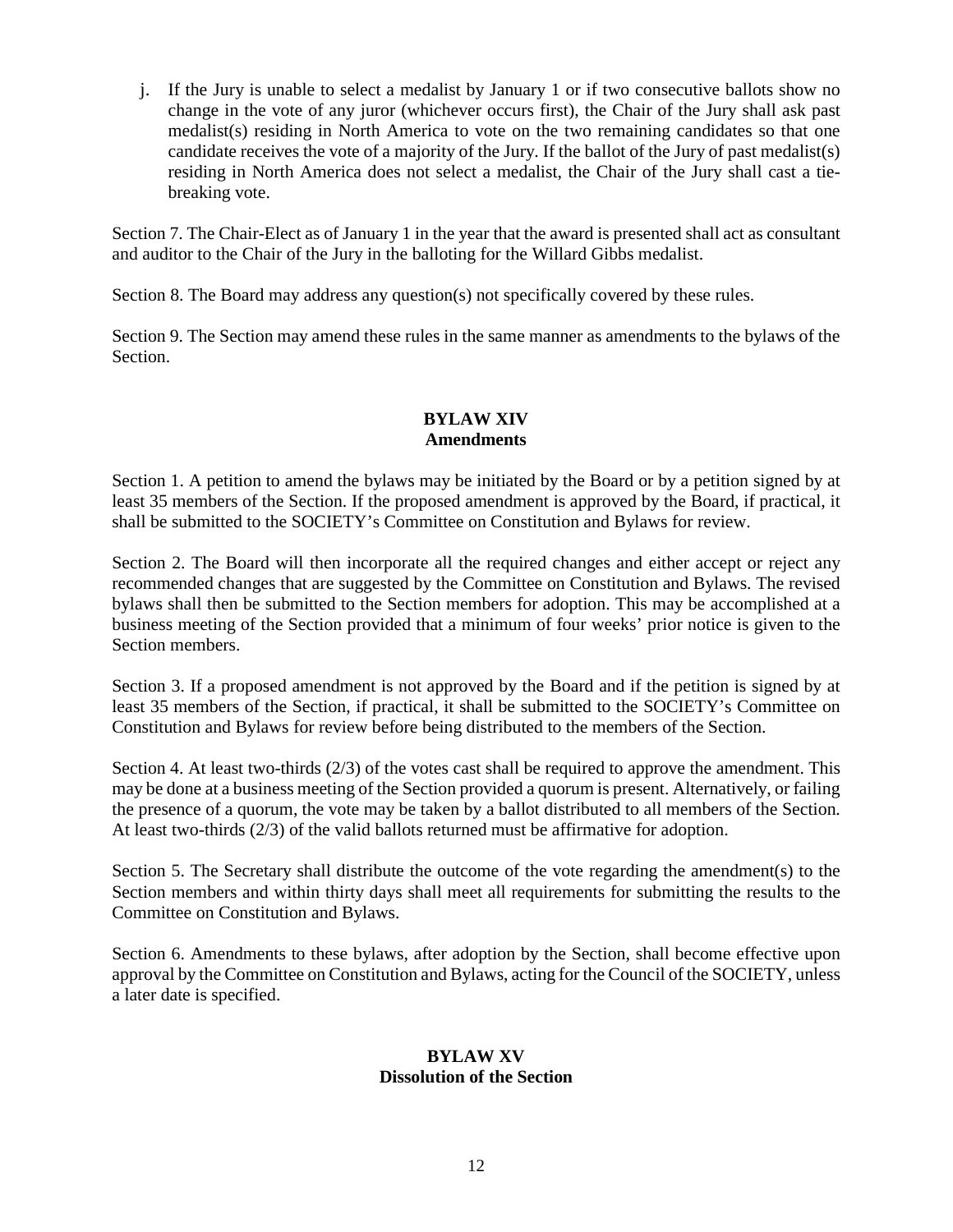j. If the Jury is unable to select a medalist by January 1 or if two consecutive ballots show no change in the vote of any juror (whichever occurs first), the Chair of the Jury shall ask past medalist(s) residing in North America to vote on the two remaining candidates so that one candidate receives the vote of a majority of the Jury. If the ballot of the Jury of past medalist(s) residing in North America does not select a medalist, the Chair of the Jury shall cast a tie-breaking vote.

Section 7. The Chair-Elect as of January 1 in the year that the award is presented shall act as consultant and auditor to the Chair of the Jury in the balloting for the Willard Gibbs medalist.

Section 8. The Board may address any question(s) not specifically covered by these rules.

Section 9. The Section may amend these rules in the same manner as amendments to the bylaws of the Section.

## BYLAW XIV
## Amendments

Section 1. A petition to amend the bylaws may be initiated by the Board or by a petition signed by at least 35 members of the Section. If the proposed amendment is approved by the Board, if practical, it shall be submitted to the SOCIETY's Committee on Constitution and Bylaws for review.

Section 2. The Board will then incorporate all the required changes and either accept or reject any recommended changes that are suggested by the Committee on Constitution and Bylaws. The revised bylaws shall then be submitted to the Section members for adoption. This may be accomplished at a business meeting of the Section provided that a minimum of four weeks' prior notice is given to the Section members.

Section 3. If a proposed amendment is not approved by the Board and if the petition is signed by at least 35 members of the Section, if practical, it shall be submitted to the SOCIETY's Committee on Constitution and Bylaws for review before being distributed to the members of the Section.

Section 4. At least two-thirds (2/3) of the votes cast shall be required to approve the amendment. This may be done at a business meeting of the Section provided a quorum is present. Alternatively, or failing the presence of a quorum, the vote may be taken by a ballot distributed to all members of the Section. At least two-thirds (2/3) of the valid ballots returned must be affirmative for adoption.

Section 5. The Secretary shall distribute the outcome of the vote regarding the amendment(s) to the Section members and within thirty days shall meet all requirements for submitting the results to the Committee on Constitution and Bylaws.

Section 6. Amendments to these bylaws, after adoption by the Section, shall become effective upon approval by the Committee on Constitution and Bylaws, acting for the Council of the SOCIETY, unless a later date is specified.

## BYLAW XV
## Dissolution of the Section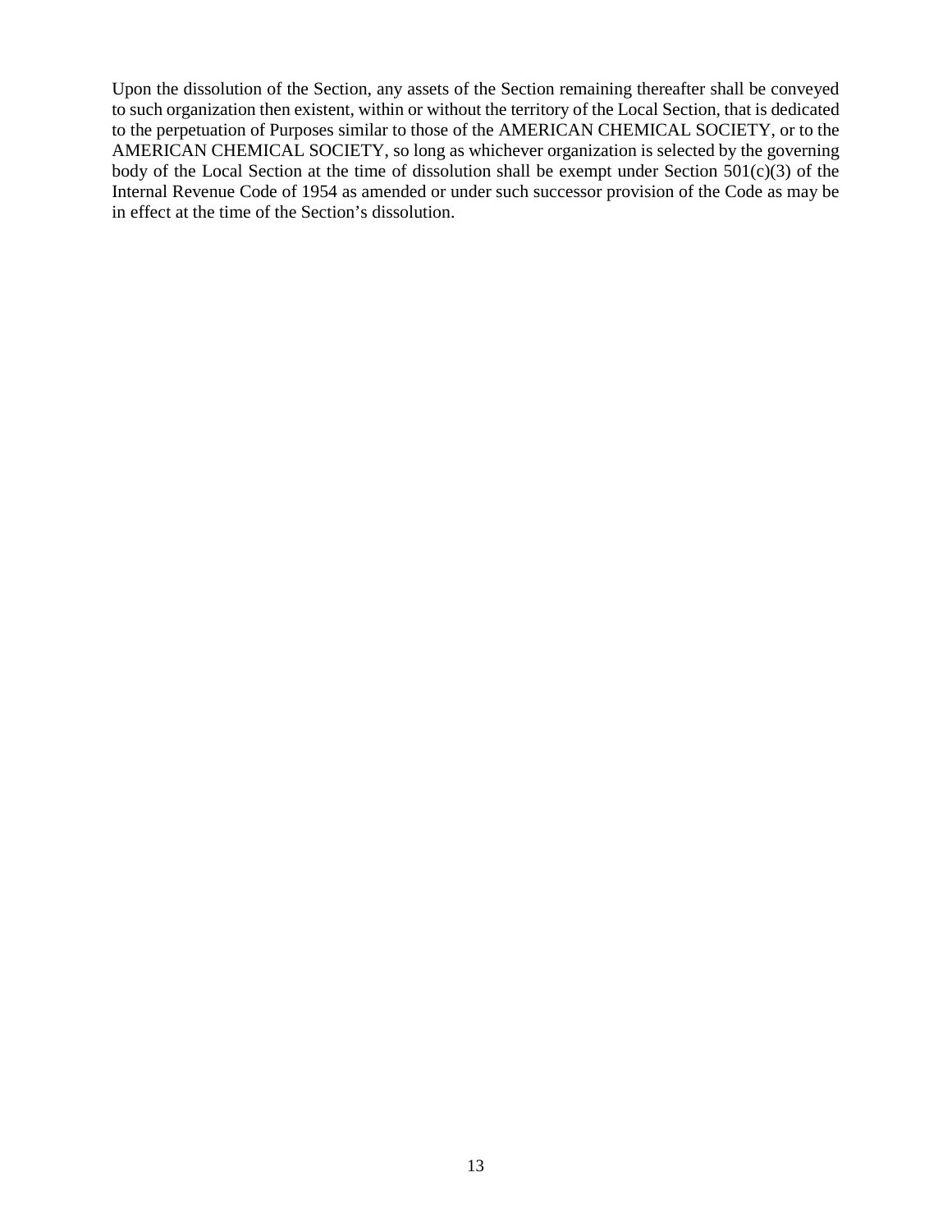Upon the dissolution of the Section, any assets of the Section remaining thereafter shall be conveyed to such organization then existent, within or without the territory of the Local Section, that is dedicated to the perpetuation of Purposes similar to those of the AMERICAN CHEMICAL SOCIETY, or to the AMERICAN CHEMICAL SOCIETY, so long as whichever organization is selected by the governing body of the Local Section at the time of dissolution shall be exempt under Section 501(c)(3) of the Internal Revenue Code of 1954 as amended or under such successor provision of the Code as may be in effect at the time of the Section's dissolution.